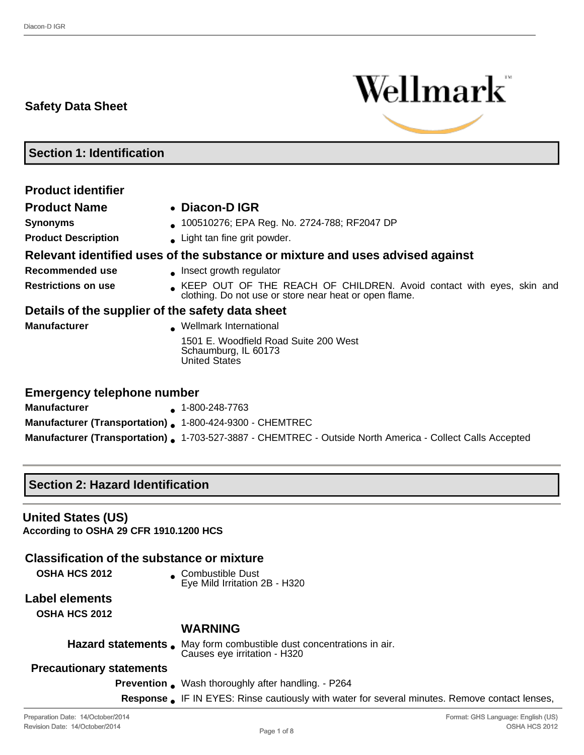**Safety Data Sheet**

Wellmark™

## Section 1: Identification

### Product identifier

**Product Name** • **Diacon-D IGR**

**Synonyms** • 100510276; EPA Reg. No. 2724-788; RF2047 DP

**Product Description** • Light tan fine grit powder.

### Relevant identified uses of the substance or mixture and uses advised against

**Recommended use** • Insect growth regulator

**Restrictions on use** • KEEP OUT OF THE REACH OF CHILDREN. Avoid contact with eyes, skin and clothing. Do not use or store near heat or open flame.

### Details of the supplier of the safety data sheet

**Manufacturer** • Wellmark International

1501 E. Woodfield Road Suite 200 West
Schaumburg, IL 60173
United States

### Emergency telephone number

**Manufacturer** • 1-800-248-7763

**Manufacturer (Transportation)** • 1-800-424-9300 - CHEMTREC

**Manufacturer (Transportation)** • 1-703-527-3887 - CHEMTREC - Outside North America - Collect Calls Accepted

## Section 2: Hazard Identification

### United States (US)

**According to OSHA 29 CFR 1910.1200 HCS**

### Classification of the substance or mixture

**OSHA HCS 2012** • Combustible Dust
Eye Mild Irritation 2B - H320

### Label elements

**OSHA HCS 2012**

**WARNING**

**Hazard statements** • May form combustible dust concentrations in air.
Causes eye irritation - H320

**Precautionary statements**

**Prevention** • Wash thoroughly after handling. - P264

**Response** • IF IN EYES: Rinse cautiously with water for several minutes. Remove contact lenses,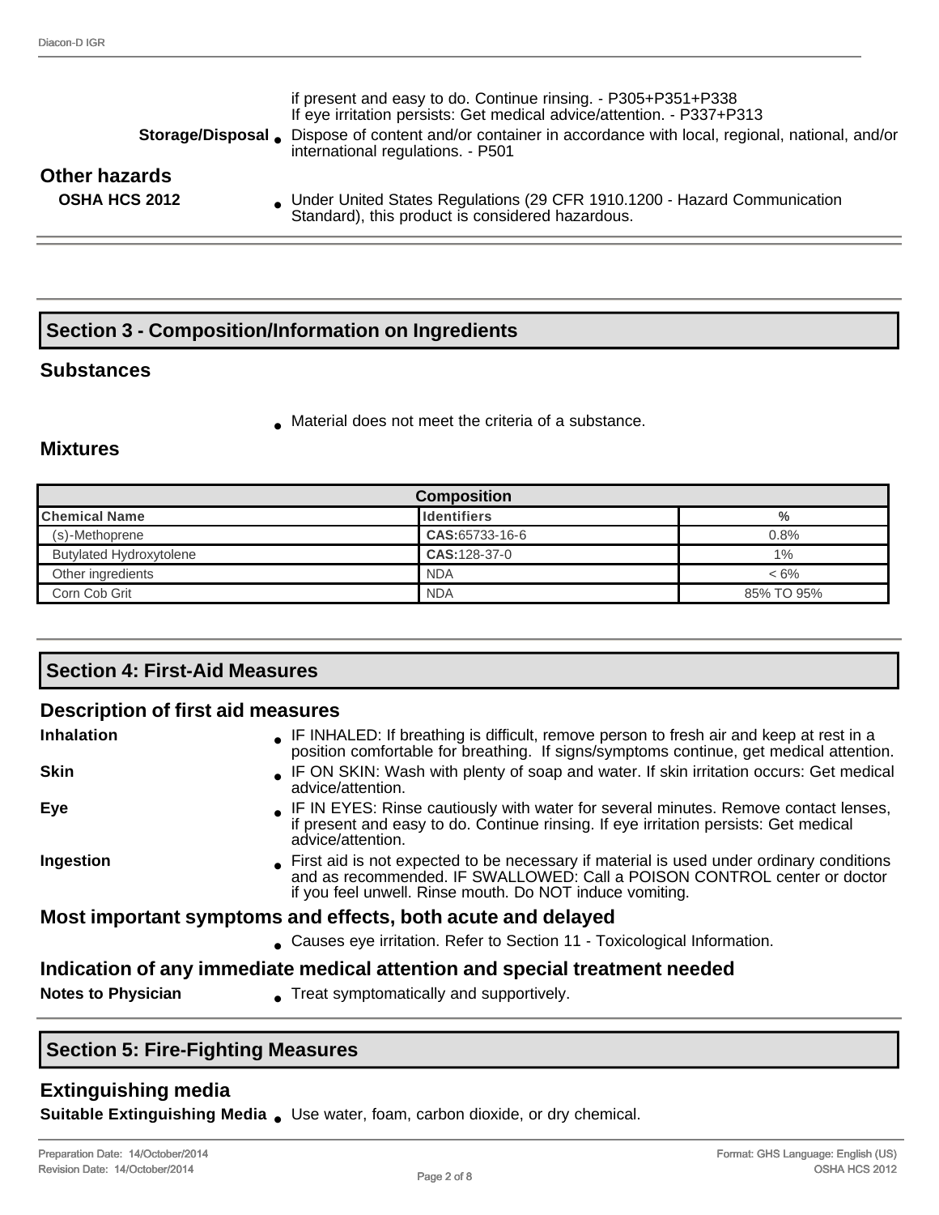if present and easy to do. Continue rinsing. - P305+P351+P338
If eye irritation persists: Get medical advice/attention. - P337+P313

**Storage/Disposal**
- Dispose of content and/or container in accordance with local, regional, national, and/or international regulations. - P501

### Other hazards

**OSHA HCS 2012**
- Under United States Regulations (29 CFR 1910.1200 - Hazard Communication Standard), this product is considered hazardous.

## Section 3 - Composition/Information on Ingredients

### Substances

- Material does not meet the criteria of a substance.

### Mixtures

| Composition | | |
|---|---|---|
| **Chemical Name** | **Identifiers** | **%** |
| (s)-Methoprene | **CAS:**65733-16-6 | 0.8% |
| Butylated Hydroxytolene | **CAS:**128-37-0 | 1% |
| Other ingredients | NDA | < 6% |
| Corn Cob Grit | NDA | 85% TO 95% |

## Section 4: First-Aid Measures

### Description of first aid measures

**Inhalation**
- IF INHALED: If breathing is difficult, remove person to fresh air and keep at rest in a position comfortable for breathing. If signs/symptoms continue, get medical attention.

**Skin**
- IF ON SKIN: Wash with plenty of soap and water. If skin irritation occurs: Get medical advice/attention.

**Eye**
- IF IN EYES: Rinse cautiously with water for several minutes. Remove contact lenses, if present and easy to do. Continue rinsing. If eye irritation persists: Get medical advice/attention.

**Ingestion**
- First aid is not expected to be necessary if material is used under ordinary conditions and as recommended. IF SWALLOWED: Call a POISON CONTROL center or doctor if you feel unwell. Rinse mouth. Do NOT induce vomiting.

### Most important symptoms and effects, both acute and delayed

- Causes eye irritation. Refer to Section 11 - Toxicological Information.

### Indication of any immediate medical attention and special treatment needed

**Notes to Physician**
- Treat symptomatically and supportively.

## Section 5: Fire-Fighting Measures

### Extinguishing media

**Suitable Extinguishing Media**
- Use water, foam, carbon dioxide, or dry chemical.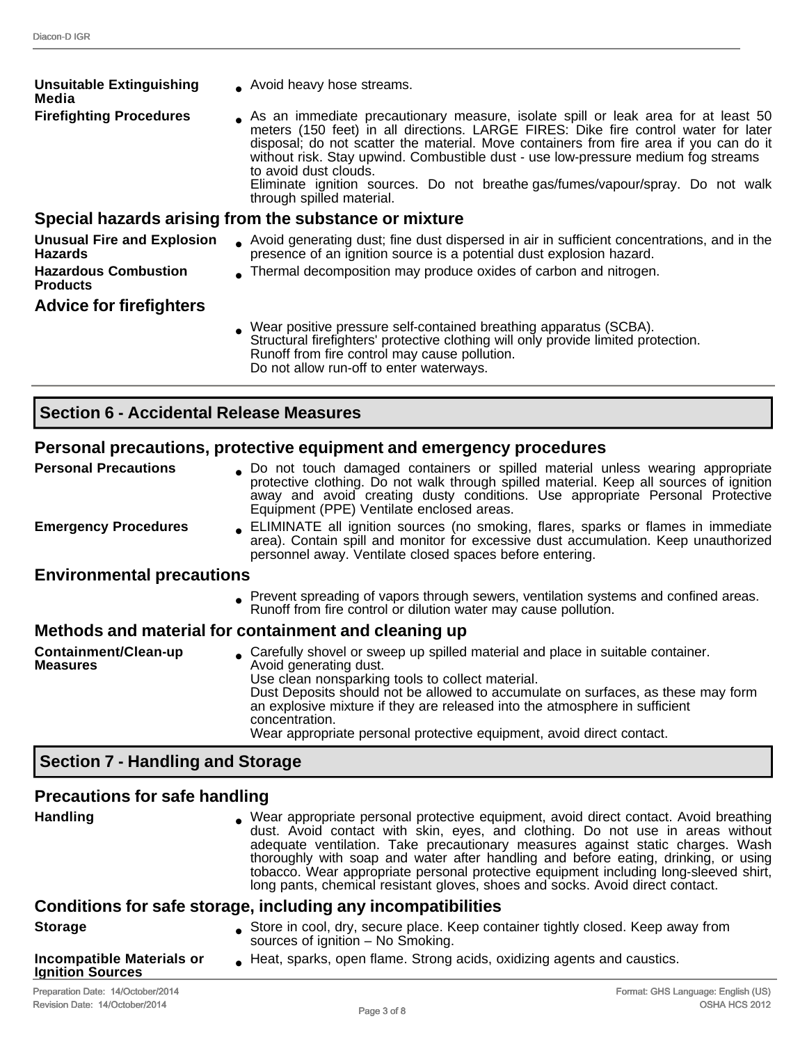**Unsuitable Extinguishing Media**

- Avoid heavy hose streams.

**Firefighting Procedures**

- As an immediate precautionary measure, isolate spill or leak area for at least 50 meters (150 feet) in all directions. LARGE FIRES: Dike fire control water for later disposal; do not scatter the material. Move containers from fire area if you can do it without risk. Stay upwind. Combustible dust - use low-pressure medium fog streams to avoid dust clouds.
  Eliminate ignition sources. Do not breathe gas/fumes/vapour/spray. Do not walk through spilled material.

## Special hazards arising from the substance or mixture

**Unusual Fire and Explosion Hazards**

- Avoid generating dust; fine dust dispersed in air in sufficient concentrations, and in the presence of an ignition source is a potential dust explosion hazard.

**Hazardous Combustion Products**

- Thermal decomposition may produce oxides of carbon and nitrogen.

## Advice for firefighters

- Wear positive pressure self-contained breathing apparatus (SCBA).
  Structural firefighters' protective clothing will only provide limited protection.
  Runoff from fire control may cause pollution.
  Do not allow run-off to enter waterways.

# Section 6 - Accidental Release Measures

## Personal precautions, protective equipment and emergency procedures

**Personal Precautions**

- Do not touch damaged containers or spilled material unless wearing appropriate protective clothing. Do not walk through spilled material. Keep all sources of ignition away and avoid creating dusty conditions. Use appropriate Personal Protective Equipment (PPE) Ventilate enclosed areas.

**Emergency Procedures**

- ELIMINATE all ignition sources (no smoking, flares, sparks or flames in immediate area). Contain spill and monitor for excessive dust accumulation. Keep unauthorized personnel away. Ventilate closed spaces before entering.

## Environmental precautions

- Prevent spreading of vapors through sewers, ventilation systems and confined areas.
  Runoff from fire control or dilution water may cause pollution.

## Methods and material for containment and cleaning up

**Containment/Clean-up Measures**

- Carefully shovel or sweep up spilled material and place in suitable container.
  Avoid generating dust.
  Use clean nonsparking tools to collect material.
  Dust Deposits should not be allowed to accumulate on surfaces, as these may form an explosive mixture if they are released into the atmosphere in sufficient concentration.
  Wear appropriate personal protective equipment, avoid direct contact.

# Section 7 - Handling and Storage

## Precautions for safe handling

**Handling**

- Wear appropriate personal protective equipment, avoid direct contact. Avoid breathing dust. Avoid contact with skin, eyes, and clothing. Do not use in areas without adequate ventilation. Take precautionary measures against static charges. Wash thoroughly with soap and water after handling and before eating, drinking, or using tobacco. Wear appropriate personal protective equipment including long-sleeved shirt, long pants, chemical resistant gloves, shoes and socks. Avoid direct contact.

## Conditions for safe storage, including any incompatibilities

**Storage**

- Store in cool, dry, secure place. Keep container tightly closed. Keep away from sources of ignition – No Smoking.

**Incompatible Materials or Ignition Sources**

- Heat, sparks, open flame. Strong acids, oxidizing agents and caustics.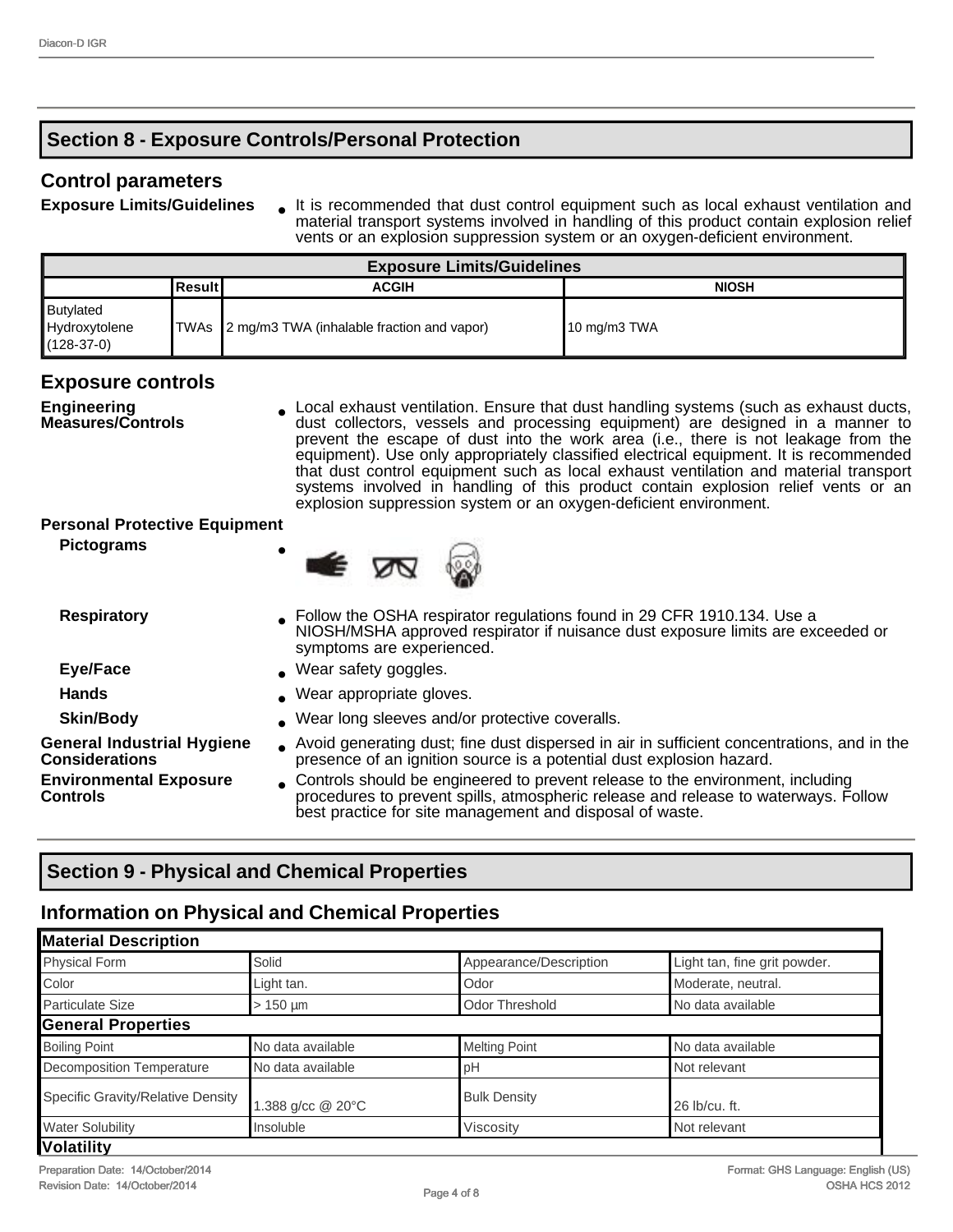## Section 8 - Exposure Controls/Personal Protection

### Control parameters

**Exposure Limits/Guidelines**

- It is recommended that dust control equipment such as local exhaust ventilation and material transport systems involved in handling of this product contain explosion relief vents or an explosion suppression system or an oxygen-deficient environment.

| Exposure Limits/Guidelines | | | |
|---|---|---|---|
| | Result | ACGIH | NIOSH |
| Butylated Hydroxytolene (128-37-0) | TWAs | 2 mg/m3 TWA (inhalable fraction and vapor) | 10 mg/m3 TWA |

### Exposure controls

**Engineering Measures/Controls**

- Local exhaust ventilation. Ensure that dust handling systems (such as exhaust ducts, dust collectors, vessels and processing equipment) are designed in a manner to prevent the escape of dust into the work area (i.e., there is not leakage from the equipment). Use only appropriately classified electrical equipment. It is recommended that dust control equipment such as local exhaust ventilation and material transport systems involved in handling of this product contain explosion relief vents or an explosion suppression system or an oxygen-deficient environment.

**Personal Protective Equipment**

**Pictograms**

**Respiratory**

- Follow the OSHA respirator regulations found in 29 CFR 1910.134. Use a NIOSH/MSHA approved respirator if nuisance dust exposure limits are exceeded or symptoms are experienced.

**Eye/Face**

- Wear safety goggles.

**Hands**

- Wear appropriate gloves.

**Skin/Body**

- Wear long sleeves and/or protective coveralls.

**General Industrial Hygiene Considerations**

- Avoid generating dust; fine dust dispersed in air in sufficient concentrations, and in the presence of an ignition source is a potential dust explosion hazard.

**Environmental Exposure Controls**

- Controls should be engineered to prevent release to the environment, including procedures to prevent spills, atmospheric release and release to waterways. Follow best practice for site management and disposal of waste.

## Section 9 - Physical and Chemical Properties

### Information on Physical and Chemical Properties

| Material Description | | | |
|---|---|---|---|
| Physical Form | Solid | Appearance/Description | Light tan, fine grit powder. |
| Color | Light tan. | Odor | Moderate, neutral. |
| Particulate Size | > 150 µm | Odor Threshold | No data available |
| **General Properties** | | | |
| Boiling Point | No data available | Melting Point | No data available |
| Decomposition Temperature | No data available | pH | Not relevant |
| Specific Gravity/Relative Density | 1.388 g/cc @ 20°C | Bulk Density | 26 lb/cu. ft. |
| Water Solubility | Insoluble | Viscosity | Not relevant |
| **Volatility** | | | |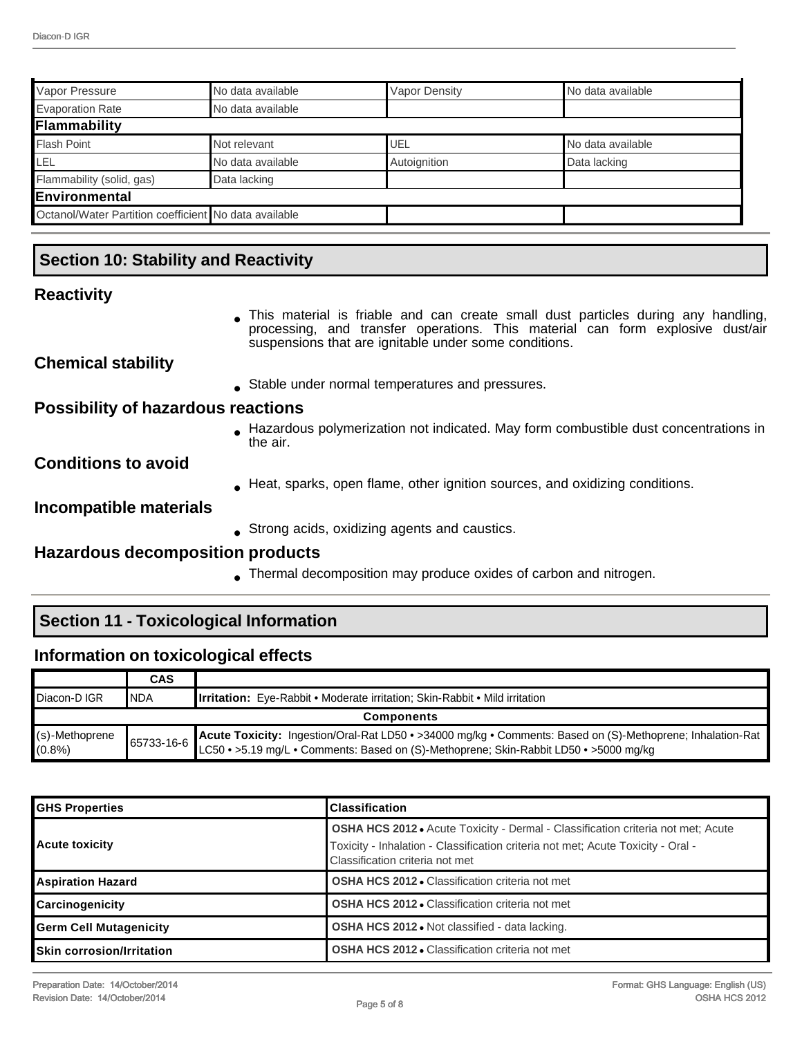| | | | |
|---|---|---|---|
| Vapor Pressure | No data available | Vapor Density | No data available |
| Evaporation Rate | No data available | | |
| **Flammability** | | | |
| Flash Point | Not relevant | UEL | No data available |
| LEL | No data available | Autoignition | Data lacking |
| Flammability (solid, gas) | Data lacking | | |
| **Environmental** | | | |
| Octanol/Water Partition coefficient | No data available | | |

## Section 10: Stability and Reactivity

### Reactivity

- This material is friable and can create small dust particles during any handling, processing, and transfer operations. This material can form explosive dust/air suspensions that are ignitable under some conditions.

### Chemical stability

- Stable under normal temperatures and pressures.

### Possibility of hazardous reactions

- Hazardous polymerization not indicated. May form combustible dust concentrations in the air.

### Conditions to avoid

- Heat, sparks, open flame, other ignition sources, and oxidizing conditions.

### Incompatible materials

- Strong acids, oxidizing agents and caustics.

### Hazardous decomposition products

- Thermal decomposition may produce oxides of carbon and nitrogen.

## Section 11 - Toxicological Information

### Information on toxicological effects

| | CAS | |
|---|---|---|
| Diacon-D IGR | NDA | **Irritation:** Eye-Rabbit • Moderate irritation; Skin-Rabbit • Mild irritation |
| **Components** | | |
| (s)-Methoprene (0.8%) | 65733-16-6 | **Acute Toxicity:** Ingestion/Oral-Rat LD50 • >34000 mg/kg • Comments: Based on (S)-Methoprene; Inhalation-Rat LC50 • >5.19 mg/L • Comments: Based on (S)-Methoprene; Skin-Rabbit LD50 • >5000 mg/kg |

| GHS Properties | Classification |
|---|---|
| **Acute toxicity** | **OSHA HCS 2012** • Acute Toxicity - Dermal - Classification criteria not met; Acute Toxicity - Inhalation - Classification criteria not met; Acute Toxicity - Oral - Classification criteria not met |
| **Aspiration Hazard** | **OSHA HCS 2012** • Classification criteria not met |
| **Carcinogenicity** | **OSHA HCS 2012** • Classification criteria not met |
| **Germ Cell Mutagenicity** | **OSHA HCS 2012** • Not classified - data lacking. |
| **Skin corrosion/Irritation** | **OSHA HCS 2012** • Classification criteria not met |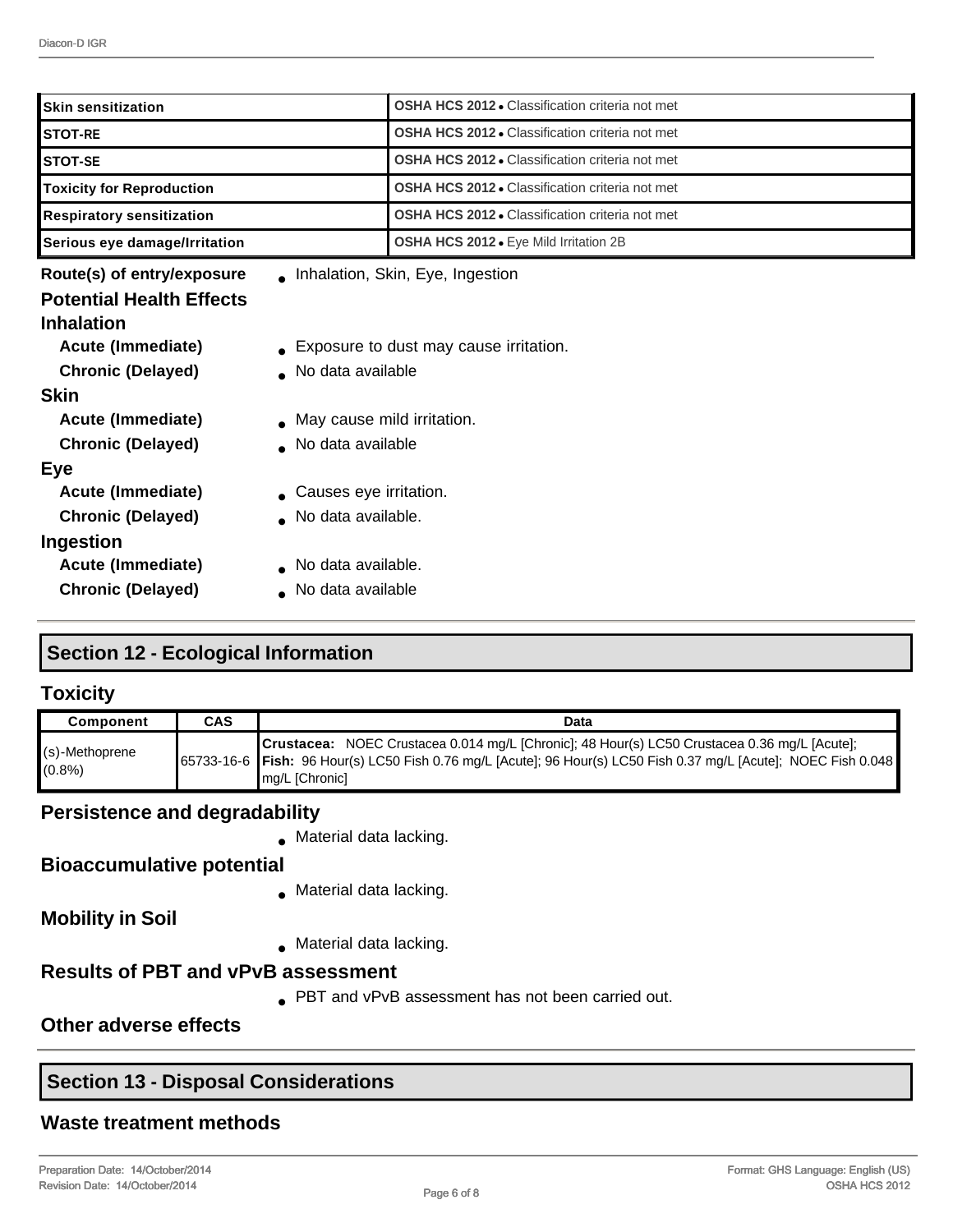| | |
|---|---|
| **Skin sensitization** | **OSHA HCS 2012** • Classification criteria not met |
| **STOT-RE** | **OSHA HCS 2012** • Classification criteria not met |
| **STOT-SE** | **OSHA HCS 2012** • Classification criteria not met |
| **Toxicity for Reproduction** | **OSHA HCS 2012** • Classification criteria not met |
| **Respiratory sensitization** | **OSHA HCS 2012** • Classification criteria not met |
| **Serious eye damage/Irritation** | **OSHA HCS 2012** • Eye Mild Irritation 2B |

**Route(s) of entry/exposure** • Inhalation, Skin, Eye, Ingestion

### Potential Health Effects

**Inhalation**

- **Acute (Immediate)** • Exposure to dust may cause irritation.
- **Chronic (Delayed)** • No data available

**Skin**

- **Acute (Immediate)** • May cause mild irritation.
- **Chronic (Delayed)** • No data available

**Eye**

- **Acute (Immediate)** • Causes eye irritation.
- **Chronic (Delayed)** • No data available.

**Ingestion**

- **Acute (Immediate)** • No data available.
- **Chronic (Delayed)** • No data available

## Section 12 - Ecological Information

### Toxicity

| Component | CAS | Data |
|---|---|---|
| (s)-Methoprene (0.8%) | 65733-16-6 | **Crustacea:** NOEC Crustacea 0.014 mg/L [Chronic]; 48 Hour(s) LC50 Crustacea 0.36 mg/L [Acute]; **Fish:** 96 Hour(s) LC50 Fish 0.76 mg/L [Acute]; 96 Hour(s) LC50 Fish 0.37 mg/L [Acute]; NOEC Fish 0.048 mg/L [Chronic] |

### Persistence and degradability

- Material data lacking.

### Bioaccumulative potential

- Material data lacking.

### Mobility in Soil

- Material data lacking.

### Results of PBT and vPvB assessment

- PBT and vPvB assessment has not been carried out.

### Other adverse effects

## Section 13 - Disposal Considerations

### Waste treatment methods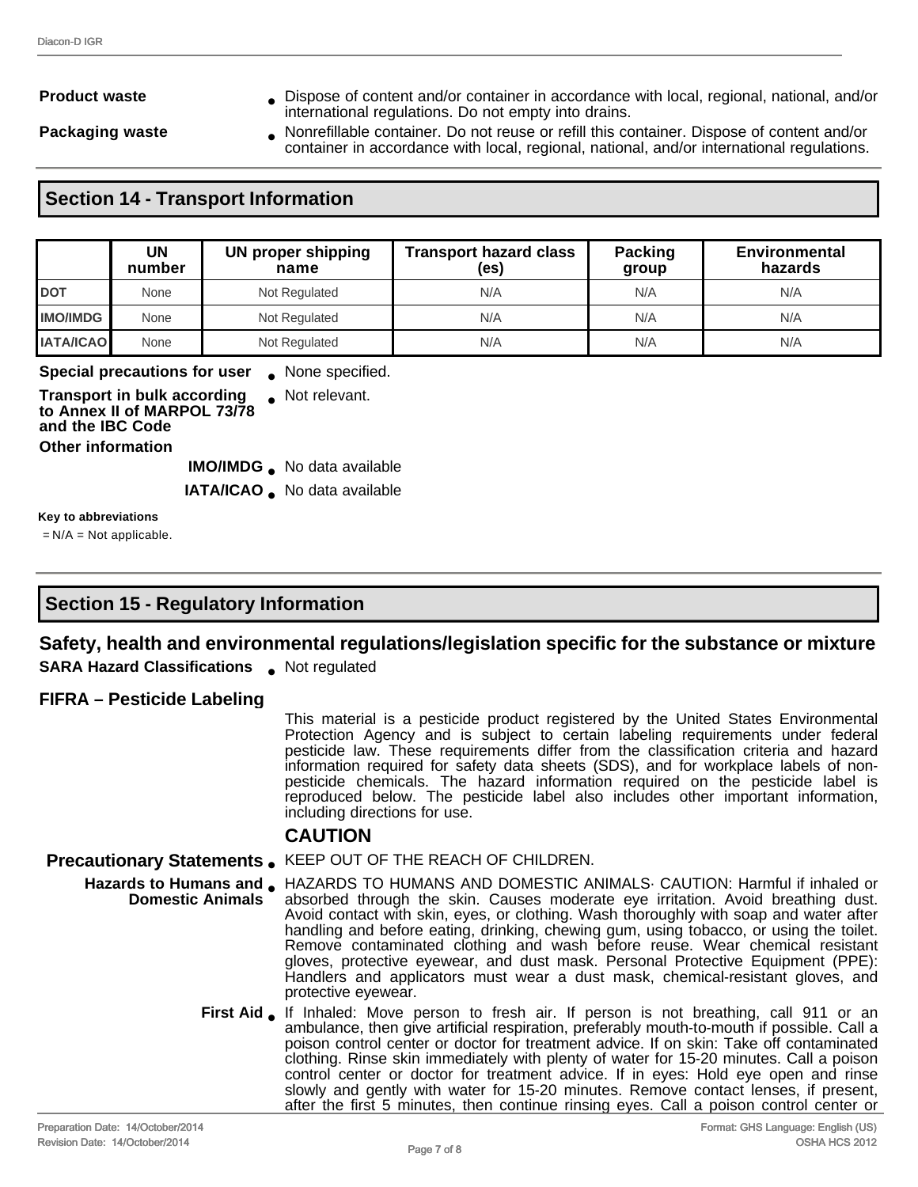**Product waste**
- Dispose of content and/or container in accordance with local, regional, national, and/or international regulations. Do not empty into drains.

**Packaging waste**
- Nonrefillable container. Do not reuse or refill this container. Dispose of content and/or container in accordance with local, regional, national, and/or international regulations.

## Section 14 - Transport Information

| | UN number | UN proper shipping name | Transport hazard class (es) | Packing group | Environmental hazards |
|---|---|---|---|---|---|
| DOT | None | Not Regulated | N/A | N/A | N/A |
| IMO/IMDG | None | Not Regulated | N/A | N/A | N/A |
| IATA/ICAO | None | Not Regulated | N/A | N/A | N/A |

**Special precautions for user**
- None specified.

**Transport in bulk according to Annex II of MARPOL 73/78 and the IBC Code**
- Not relevant.

**Other information**

**IMO/IMDG**
- No data available

**IATA/ICAO**
- No data available

**Key to abbreviations**

= N/A = Not applicable.

## Section 15 - Regulatory Information

### Safety, health and environmental regulations/legislation specific for the substance or mixture

**SARA Hazard Classifications**
- Not regulated

### FIFRA – Pesticide Labeling

This material is a pesticide product registered by the United States Environmental Protection Agency and is subject to certain labeling requirements under federal pesticide law. These requirements differ from the classification criteria and hazard information required for safety data sheets (SDS), and for workplace labels of non-pesticide chemicals. The hazard information required on the pesticide label is reproduced below. The pesticide label also includes other important information, including directions for use.

**CAUTION**

**Precautionary Statements**
- KEEP OUT OF THE REACH OF CHILDREN.

**Hazards to Humans and Domestic Animals**
- HAZARDS TO HUMANS AND DOMESTIC ANIMALS· CAUTION: Harmful if inhaled or absorbed through the skin. Causes moderate eye irritation. Avoid breathing dust. Avoid contact with skin, eyes, or clothing. Wash thoroughly with soap and water after handling and before eating, drinking, chewing gum, using tobacco, or using the toilet. Remove contaminated clothing and wash before reuse. Wear chemical resistant gloves, protective eyewear, and dust mask. Personal Protective Equipment (PPE): Handlers and applicators must wear a dust mask, chemical-resistant gloves, and protective eyewear.

**First Aid**
- If Inhaled: Move person to fresh air. If person is not breathing, call 911 or an ambulance, then give artificial respiration, preferably mouth-to-mouth if possible. Call a poison control center or doctor for treatment advice. If on skin: Take off contaminated clothing. Rinse skin immediately with plenty of water for 15-20 minutes. Call a poison control center or doctor for treatment advice. If in eyes: Hold eye open and rinse slowly and gently with water for 15-20 minutes. Remove contact lenses, if present, after the first 5 minutes, then continue rinsing eyes. Call a poison control center or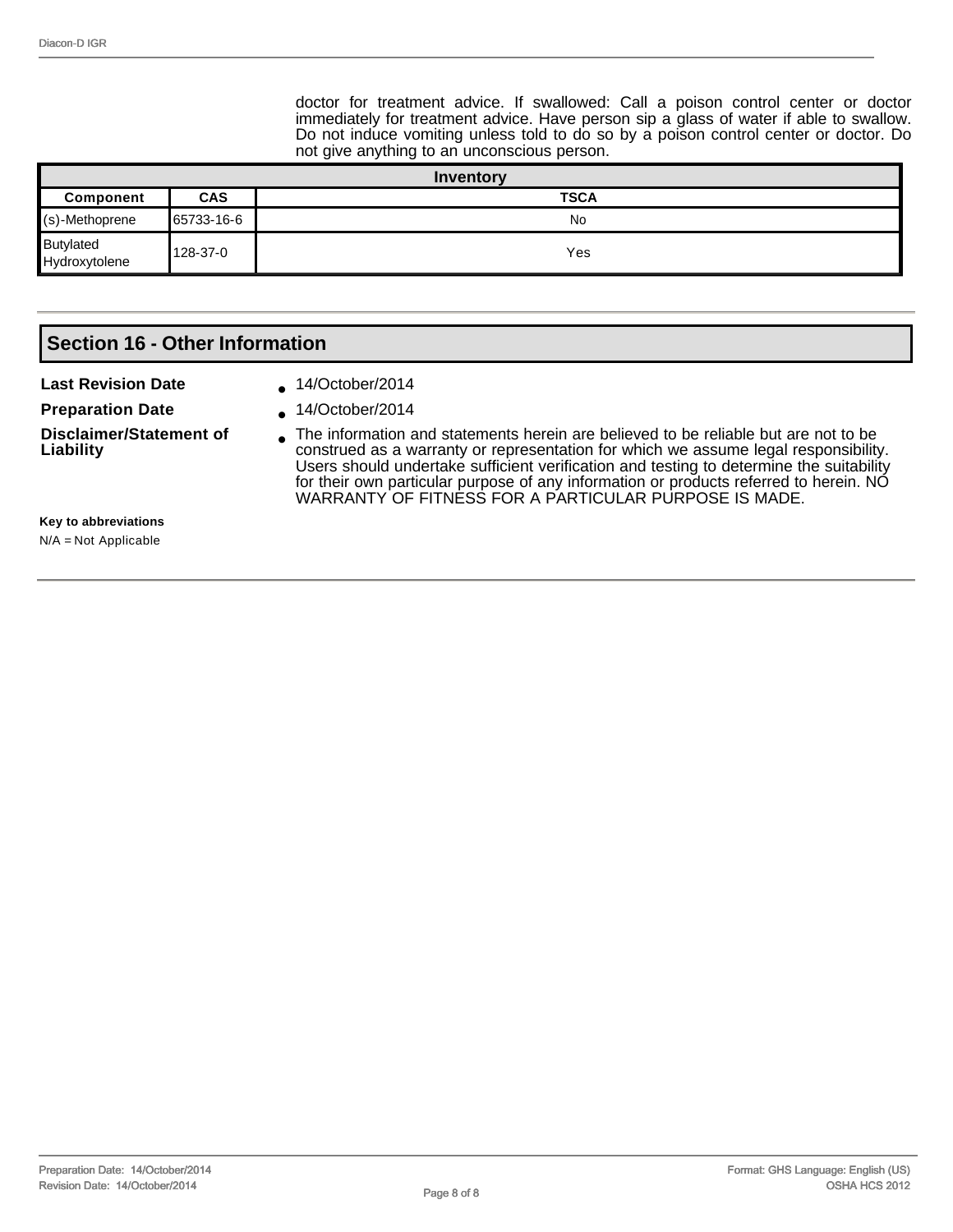doctor for treatment advice. If swallowed: Call a poison control center or doctor immediately for treatment advice. Have person sip a glass of water if able to swallow. Do not induce vomiting unless told to do so by a poison control center or doctor. Do not give anything to an unconscious person.

| Inventory | | |
|---|---|---|
| **Component** | **CAS** | **TSCA** |
| (s)-Methoprene | 65733-16-6 | No |
| Butylated Hydroxytolene | 128-37-0 | Yes |

## Section 16 - Other Information

**Last Revision Date**
- 14/October/2014

**Preparation Date**
- 14/October/2014

**Disclaimer/Statement of Liability**
- The information and statements herein are believed to be reliable but are not to be construed as a warranty or representation for which we assume legal responsibility. Users should undertake sufficient verification and testing to determine the suitability for their own particular purpose of any information or products referred to herein. NO WARRANTY OF FITNESS FOR A PARTICULAR PURPOSE IS MADE.

**Key to abbreviations**

N/A = Not Applicable